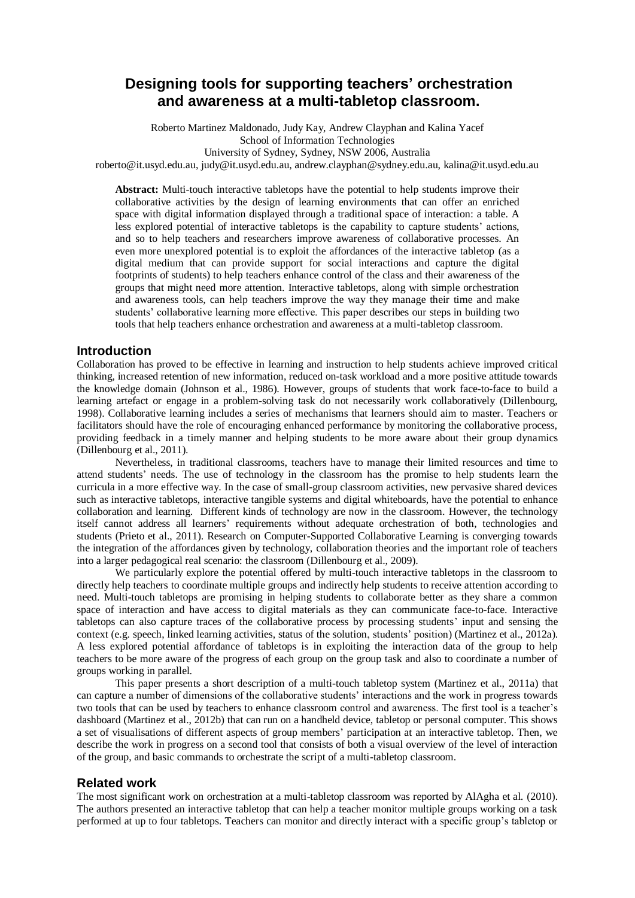# Designing tools for supporting teachers' orchestration and awareness at a multi-tabletop classroom.

Roberto Martinez Maldonado, Judy Kay, Andrew Clayphan and Kalina Yacef
School of Information Technologies
University of Sydney, Sydney, NSW 2006, Australia
roberto@it.usyd.edu.au, judy@it.usyd.edu.au, andrew.clayphan@sydney.edu.au, kalina@it.usyd.edu.au

**Abstract:** Multi-touch interactive tabletops have the potential to help students improve their collaborative activities by the design of learning environments that can offer an enriched space with digital information displayed through a traditional space of interaction: a table. A less explored potential of interactive tabletops is the capability to capture students' actions, and so to help teachers and researchers improve awareness of collaborative processes. An even more unexplored potential is to exploit the affordances of the interactive tabletop (as a digital medium that can provide support for social interactions and capture the digital footprints of students) to help teachers enhance control of the class and their awareness of the groups that might need more attention. Interactive tabletops, along with simple orchestration and awareness tools, can help teachers improve the way they manage their time and make students' collaborative learning more effective. This paper describes our steps in building two tools that help teachers enhance orchestration and awareness at a multi-tabletop classroom.

## Introduction

Collaboration has proved to be effective in learning and instruction to help students achieve improved critical thinking, increased retention of new information, reduced on-task workload and a more positive attitude towards the knowledge domain (Johnson et al., 1986). However, groups of students that work face-to-face to build a learning artefact or engage in a problem-solving task do not necessarily work collaboratively (Dillenbourg, 1998). Collaborative learning includes a series of mechanisms that learners should aim to master. Teachers or facilitators should have the role of encouraging enhanced performance by monitoring the collaborative process, providing feedback in a timely manner and helping students to be more aware about their group dynamics (Dillenbourg et al., 2011).

Nevertheless, in traditional classrooms, teachers have to manage their limited resources and time to attend students' needs. The use of technology in the classroom has the promise to help students learn the curricula in a more effective way. In the case of small-group classroom activities, new pervasive shared devices such as interactive tabletops, interactive tangible systems and digital whiteboards, have the potential to enhance collaboration and learning. Different kinds of technology are now in the classroom. However, the technology itself cannot address all learners' requirements without adequate orchestration of both, technologies and students (Prieto et al., 2011). Research on Computer-Supported Collaborative Learning is converging towards the integration of the affordances given by technology, collaboration theories and the important role of teachers into a larger pedagogical real scenario: the classroom (Dillenbourg et al., 2009).

We particularly explore the potential offered by multi-touch interactive tabletops in the classroom to directly help teachers to coordinate multiple groups and indirectly help students to receive attention according to need. Multi-touch tabletops are promising in helping students to collaborate better as they share a common space of interaction and have access to digital materials as they can communicate face-to-face. Interactive tabletops can also capture traces of the collaborative process by processing students' input and sensing the context (e.g. speech, linked learning activities, status of the solution, students' position) (Martinez et al., 2012a). A less explored potential affordance of tabletops is in exploiting the interaction data of the group to help teachers to be more aware of the progress of each group on the group task and also to coordinate a number of groups working in parallel.

This paper presents a short description of a multi-touch tabletop system (Martinez et al., 2011a) that can capture a number of dimensions of the collaborative students' interactions and the work in progress towards two tools that can be used by teachers to enhance classroom control and awareness. The first tool is a teacher's dashboard (Martinez et al., 2012b) that can run on a handheld device, tabletop or personal computer. This shows a set of visualisations of different aspects of group members' participation at an interactive tabletop. Then, we describe the work in progress on a second tool that consists of both a visual overview of the level of interaction of the group, and basic commands to orchestrate the script of a multi-tabletop classroom.

## Related work

The most significant work on orchestration at a multi-tabletop classroom was reported by AlAgha et al. (2010). The authors presented an interactive tabletop that can help a teacher monitor multiple groups working on a task performed at up to four tabletops. Teachers can monitor and directly interact with a specific group's tabletop or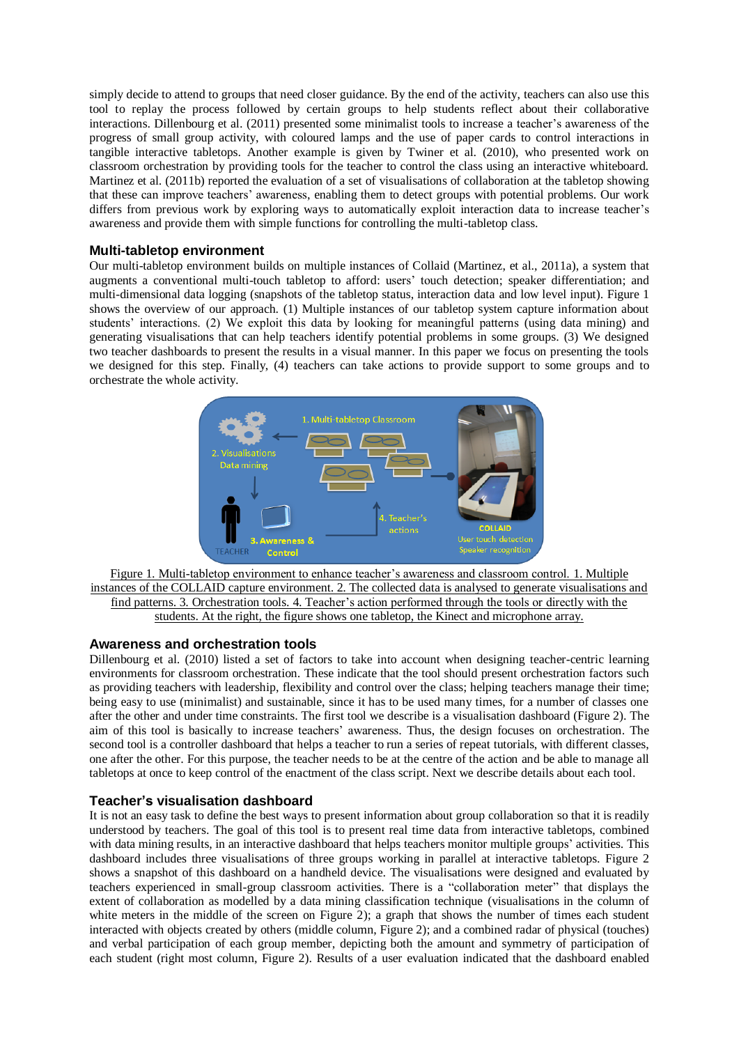simply decide to attend to groups that need closer guidance. By the end of the activity, teachers can also use this tool to replay the process followed by certain groups to help students reflect about their collaborative interactions. Dillenbourg et al. (2011) presented some minimalist tools to increase a teacher's awareness of the progress of small group activity, with coloured lamps and the use of paper cards to control interactions in tangible interactive tabletops. Another example is given by Twiner et al. (2010), who presented work on classroom orchestration by providing tools for the teacher to control the class using an interactive whiteboard. Martinez et al. (2011b) reported the evaluation of a set of visualisations of collaboration at the tabletop showing that these can improve teachers' awareness, enabling them to detect groups with potential problems. Our work differs from previous work by exploring ways to automatically exploit interaction data to increase teacher's awareness and provide them with simple functions for controlling the multi-tabletop class.

## Multi-tabletop environment

Our multi-tabletop environment builds on multiple instances of Collaid (Martinez, et al., 2011a), a system that augments a conventional multi-touch tabletop to afford: users' touch detection; speaker differentiation; and multi-dimensional data logging (snapshots of the tabletop status, interaction data and low level input). Figure 1 shows the overview of our approach. (1) Multiple instances of our tabletop system capture information about students' interactions. (2) We exploit this data by looking for meaningful patterns (using data mining) and generating visualisations that can help teachers identify potential problems in some groups. (3) We designed two teacher dashboards to present the results in a visual manner. In this paper we focus on presenting the tools we designed for this step. Finally, (4) teachers can take actions to provide support to some groups and to orchestrate the whole activity.

Figure 1. Multi-tabletop environment to enhance teacher's awareness and classroom control. 1. Multiple instances of the COLLAID capture environment. 2. The collected data is analysed to generate visualisations and find patterns. 3. Orchestration tools. 4. Teacher's action performed through the tools or directly with the students. At the right, the figure shows one tabletop, the Kinect and microphone array.

## Awareness and orchestration tools

Dillenbourg et al. (2010) listed a set of factors to take into account when designing teacher-centric learning environments for classroom orchestration. These indicate that the tool should present orchestration factors such as providing teachers with leadership, flexibility and control over the class; helping teachers manage their time; being easy to use (minimalist) and sustainable, since it has to be used many times, for a number of classes one after the other and under time constraints. The first tool we describe is a visualisation dashboard (Figure 2). The aim of this tool is basically to increase teachers' awareness. Thus, the design focuses on orchestration. The second tool is a controller dashboard that helps a teacher to run a series of repeat tutorials, with different classes, one after the other. For this purpose, the teacher needs to be at the centre of the action and be able to manage all tabletops at once to keep control of the enactment of the class script. Next we describe details about each tool.

## Teacher's visualisation dashboard

It is not an easy task to define the best ways to present information about group collaboration so that it is readily understood by teachers. The goal of this tool is to present real time data from interactive tabletops, combined with data mining results, in an interactive dashboard that helps teachers monitor multiple groups' activities. This dashboard includes three visualisations of three groups working in parallel at interactive tabletops. Figure 2 shows a snapshot of this dashboard on a handheld device. The visualisations were designed and evaluated by teachers experienced in small-group classroom activities. There is a "collaboration meter" that displays the extent of collaboration as modelled by a data mining classification technique (visualisations in the column of white meters in the middle of the screen on Figure 2); a graph that shows the number of times each student interacted with objects created by others (middle column, Figure 2); and a combined radar of physical (touches) and verbal participation of each group member, depicting both the amount and symmetry of participation of each student (right most column, Figure 2). Results of a user evaluation indicated that the dashboard enabled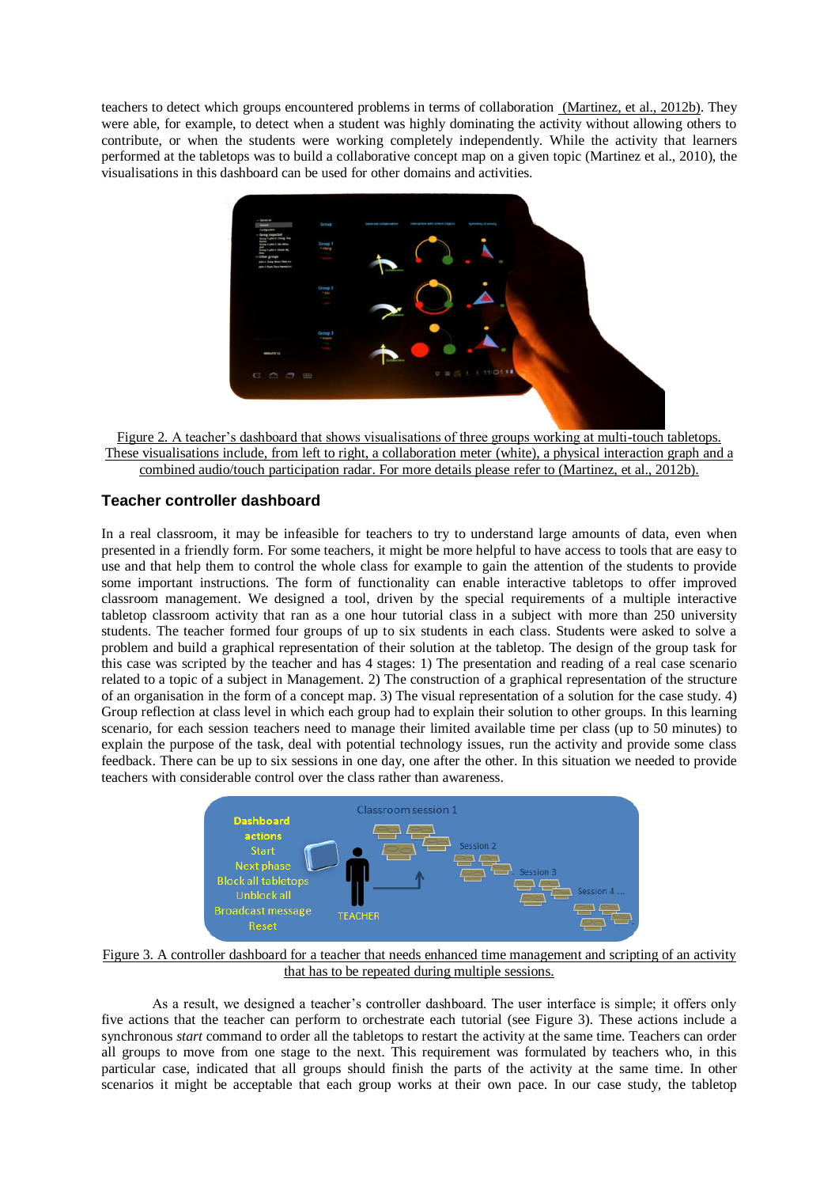teachers to detect which groups encountered problems in terms of collaboration (Martinez, et al., 2012b). They were able, for example, to detect when a student was highly dominating the activity without allowing others to contribute, or when the students were working completely independently. While the activity that learners performed at the tabletops was to build a collaborative concept map on a given topic (Martinez et al., 2010), the visualisations in this dashboard can be used for other domains and activities.

Figure 2. A teacher's dashboard that shows visualisations of three groups working at multi-touch tabletops. These visualisations include, from left to right, a collaboration meter (white), a physical interaction graph and a combined audio/touch participation radar. For more details please refer to (Martinez, et al., 2012b).

## Teacher controller dashboard

In a real classroom, it may be infeasible for teachers to try to understand large amounts of data, even when presented in a friendly form. For some teachers, it might be more helpful to have access to tools that are easy to use and that help them to control the whole class for example to gain the attention of the students to provide some important instructions. The form of functionality can enable interactive tabletops to offer improved classroom management. We designed a tool, driven by the special requirements of a multiple interactive tabletop classroom activity that ran as a one hour tutorial class in a subject with more than 250 university students. The teacher formed four groups of up to six students in each class. Students were asked to solve a problem and build a graphical representation of their solution at the tabletop. The design of the group task for this case was scripted by the teacher and has 4 stages: 1) The presentation and reading of a real case scenario related to a topic of a subject in Management. 2) The construction of a graphical representation of the structure of an organisation in the form of a concept map. 3) The visual representation of a solution for the case study. 4) Group reflection at class level in which each group had to explain their solution to other groups. In this learning scenario, for each session teachers need to manage their limited available time per class (up to 50 minutes) to explain the purpose of the task, deal with potential technology issues, run the activity and provide some class feedback. There can be up to six sessions in one day, one after the other. In this situation we needed to provide teachers with considerable control over the class rather than awareness.

Figure 3. A controller dashboard for a teacher that needs enhanced time management and scripting of an activity that has to be repeated during multiple sessions.

As a result, we designed a teacher's controller dashboard. The user interface is simple; it offers only five actions that the teacher can perform to orchestrate each tutorial (see Figure 3). These actions include a synchronous *start* command to order all the tabletops to restart the activity at the same time. Teachers can order all groups to move from one stage to the next. This requirement was formulated by teachers who, in this particular case, indicated that all groups should finish the parts of the activity at the same time. In other scenarios it might be acceptable that each group works at their own pace. In our case study, the tabletop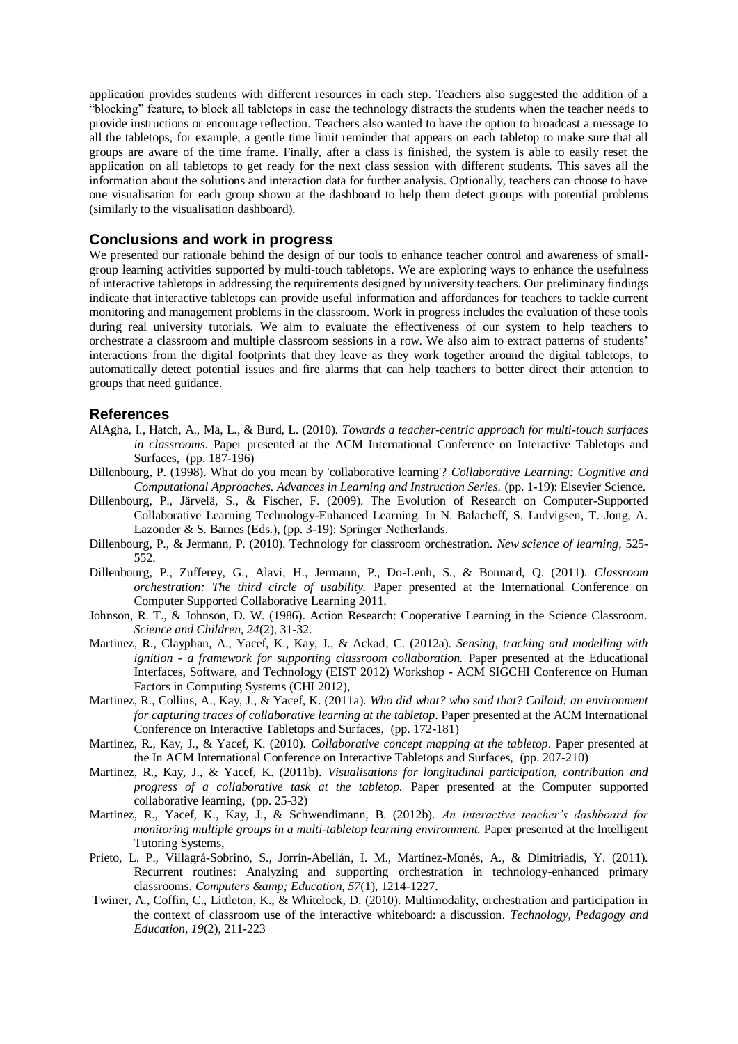application provides students with different resources in each step. Teachers also suggested the addition of a "blocking" feature, to block all tabletops in case the technology distracts the students when the teacher needs to provide instructions or encourage reflection. Teachers also wanted to have the option to broadcast a message to all the tabletops, for example, a gentle time limit reminder that appears on each tabletop to make sure that all groups are aware of the time frame. Finally, after a class is finished, the system is able to easily reset the application on all tabletops to get ready for the next class session with different students. This saves all the information about the solutions and interaction data for further analysis. Optionally, teachers can choose to have one visualisation for each group shown at the dashboard to help them detect groups with potential problems (similarly to the visualisation dashboard).

## Conclusions and work in progress

We presented our rationale behind the design of our tools to enhance teacher control and awareness of small-group learning activities supported by multi-touch tabletops. We are exploring ways to enhance the usefulness of interactive tabletops in addressing the requirements designed by university teachers. Our preliminary findings indicate that interactive tabletops can provide useful information and affordances for teachers to tackle current monitoring and management problems in the classroom. Work in progress includes the evaluation of these tools during real university tutorials. We aim to evaluate the effectiveness of our system to help teachers to orchestrate a classroom and multiple classroom sessions in a row. We also aim to extract patterns of students' interactions from the digital footprints that they leave as they work together around the digital tabletops, to automatically detect potential issues and fire alarms that can help teachers to better direct their attention to groups that need guidance.

## References

AlAgha, I., Hatch, A., Ma, L., & Burd, L. (2010). *Towards a teacher-centric approach for multi-touch surfaces in classrooms*. Paper presented at the ACM International Conference on Interactive Tabletops and Surfaces, (pp. 187-196)

Dillenbourg, P. (1998). What do you mean by 'collaborative learning'? *Collaborative Learning: Cognitive and Computational Approaches. Advances in Learning and Instruction Series.* (pp. 1-19): Elsevier Science.

Dillenbourg, P., Järvelä, S., & Fischer, F. (2009). The Evolution of Research on Computer-Supported Collaborative Learning Technology-Enhanced Learning. In N. Balacheff, S. Ludvigsen, T. Jong, A. Lazonder & S. Barnes (Eds.), (pp. 3-19): Springer Netherlands.

Dillenbourg, P., & Jermann, P. (2010). Technology for classroom orchestration. *New science of learning*, 525-552.

Dillenbourg, P., Zufferey, G., Alavi, H., Jermann, P., Do-Lenh, S., & Bonnard, Q. (2011). *Classroom orchestration: The third circle of usability.* Paper presented at the International Conference on Computer Supported Collaborative Learning 2011.

Johnson, R. T., & Johnson, D. W. (1986). Action Research: Cooperative Learning in the Science Classroom. *Science and Children, 24*(2), 31-32.

Martinez, R., Clayphan, A., Yacef, K., Kay, J., & Ackad, C. (2012a). *Sensing, tracking and modelling with ignition - a framework for supporting classroom collaboration.* Paper presented at the Educational Interfaces, Software, and Technology (EIST 2012) Workshop - ACM SIGCHI Conference on Human Factors in Computing Systems (CHI 2012),

Martinez, R., Collins, A., Kay, J., & Yacef, K. (2011a). *Who did what? who said that? Collaid: an environment for capturing traces of collaborative learning at the tabletop*. Paper presented at the ACM International Conference on Interactive Tabletops and Surfaces, (pp. 172-181)

Martinez, R., Kay, J., & Yacef, K. (2010). *Collaborative concept mapping at the tabletop*. Paper presented at the In ACM International Conference on Interactive Tabletops and Surfaces, (pp. 207-210)

Martinez, R., Kay, J., & Yacef, K. (2011b). *Visualisations for longitudinal participation, contribution and progress of a collaborative task at the tabletop.* Paper presented at the Computer supported collaborative learning, (pp. 25-32)

Martinez, R., Yacef, K., Kay, J., & Schwendimann, B. (2012b). *An interactive teacher's dashboard for monitoring multiple groups in a multi-tabletop learning environment.* Paper presented at the Intelligent Tutoring Systems,

Prieto, L. P., Villagrá-Sobrino, S., Jorrín-Abellán, I. M., Martínez-Monés, A., & Dimitriadis, Y. (2011). Recurrent routines: Analyzing and supporting orchestration in technology-enhanced primary classrooms. *Computers &amp; Education, 57*(1), 1214-1227.

Twiner, A., Coffin, C., Littleton, K., & Whitelock, D. (2010). Multimodality, orchestration and participation in the context of classroom use of the interactive whiteboard: a discussion. *Technology, Pedagogy and Education, 19*(2), 211-223